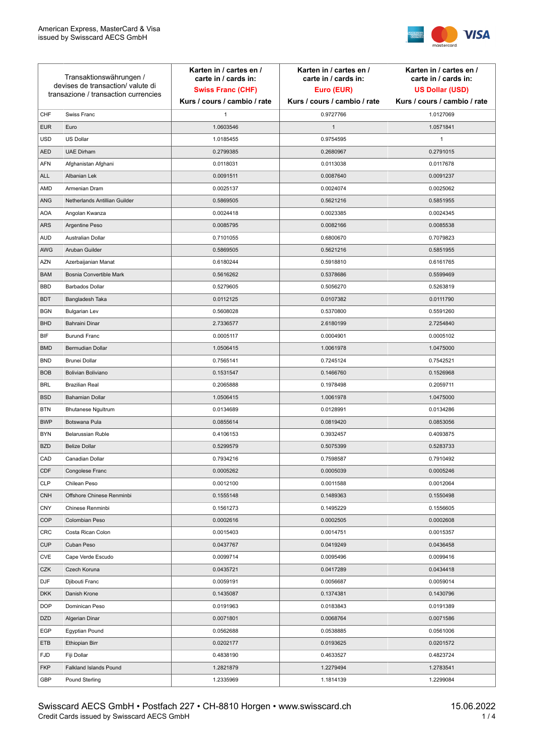American Express, MasterCard & Visa
issued by Swisscard AECS GmbH

| Transaktionswährungen / devises de transaction/ valute di transazione / transaction currencies | | Karten in / cartes en / carte in / cards in: **Swiss Franc (CHF)** Kurs / cours / cambio / rate | Karten in / cartes en / carte in / cards in: **Euro (EUR)** Kurs / cours / cambio / rate | Karten in / cartes en / carte in / cards in: **US Dollar (USD)** Kurs / cours / cambio / rate |
|---|---|---|---|---|
| CHF | Swiss Franc | 1 | 0.9727766 | 1.0127069 |
| EUR | Euro | 1.0603546 | 1 | 1.0571841 |
| USD | US Dollar | 1.0185455 | 0.9754595 | 1 |
| AED | UAE Dirham | 0.2799385 | 0.2680967 | 0.2791015 |
| AFN | Afghanistan Afghani | 0.0118031 | 0.0113038 | 0.0117678 |
| ALL | Albanian Lek | 0.0091511 | 0.0087640 | 0.0091237 |
| AMD | Armenian Dram | 0.0025137 | 0.0024074 | 0.0025062 |
| ANG | Netherlands Antillian Guilder | 0.5869505 | 0.5621216 | 0.5851955 |
| AOA | Angolan Kwanza | 0.0024418 | 0.0023385 | 0.0024345 |
| ARS | Argentine Peso | 0.0085795 | 0.0082166 | 0.0085538 |
| AUD | Australian Dollar | 0.7101055 | 0.6800670 | 0.7079823 |
| AWG | Aruban Guilder | 0.5869505 | 0.5621216 | 0.5851955 |
| AZN | Azerbaijanian Manat | 0.6180244 | 0.5918810 | 0.6161765 |
| BAM | Bosnia Convertible Mark | 0.5616262 | 0.5378686 | 0.5599469 |
| BBD | Barbados Dollar | 0.5279605 | 0.5056270 | 0.5263819 |
| BDT | Bangladesh Taka | 0.0112125 | 0.0107382 | 0.0111790 |
| BGN | Bulgarian Lev | 0.5608028 | 0.5370800 | 0.5591260 |
| BHD | Bahraini Dinar | 2.7336577 | 2.6180199 | 2.7254840 |
| BIF | Burundi Franc | 0.0005117 | 0.0004901 | 0.0005102 |
| BMD | Bermudian Dollar | 1.0506415 | 1.0061978 | 1.0475000 |
| BND | Brunei Dollar | 0.7565141 | 0.7245124 | 0.7542521 |
| BOB | Bolivian Boliviano | 0.1531547 | 0.1466760 | 0.1526968 |
| BRL | Brazilian Real | 0.2065888 | 0.1978498 | 0.2059711 |
| BSD | Bahamian Dollar | 1.0506415 | 1.0061978 | 1.0475000 |
| BTN | Bhutanese Ngultrum | 0.0134689 | 0.0128991 | 0.0134286 |
| BWP | Botswana Pula | 0.0855614 | 0.0819420 | 0.0853056 |
| BYN | Belarussian Ruble | 0.4106153 | 0.3932457 | 0.4093875 |
| BZD | Belize Dollar | 0.5299579 | 0.5075399 | 0.5283733 |
| CAD | Canadian Dollar | 0.7934216 | 0.7598587 | 0.7910492 |
| CDF | Congolese Franc | 0.0005262 | 0.0005039 | 0.0005246 |
| CLP | Chilean Peso | 0.0012100 | 0.0011588 | 0.0012064 |
| CNH | Offshore Chinese Renminbi | 0.1555148 | 0.1489363 | 0.1550498 |
| CNY | Chinese Renminbi | 0.1561273 | 0.1495229 | 0.1556605 |
| COP | Colombian Peso | 0.0002616 | 0.0002505 | 0.0002608 |
| CRC | Costa Rican Colon | 0.0015403 | 0.0014751 | 0.0015357 |
| CUP | Cuban Peso | 0.0437767 | 0.0419249 | 0.0436458 |
| CVE | Cape Verde Escudo | 0.0099714 | 0.0095496 | 0.0099416 |
| CZK | Czech Koruna | 0.0435721 | 0.0417289 | 0.0434418 |
| DJF | Djibouti Franc | 0.0059191 | 0.0056687 | 0.0059014 |
| DKK | Danish Krone | 0.1435087 | 0.1374381 | 0.1430796 |
| DOP | Dominican Peso | 0.0191963 | 0.0183843 | 0.0191389 |
| DZD | Algerian Dinar | 0.0071801 | 0.0068764 | 0.0071586 |
| EGP | Egyptian Pound | 0.0562688 | 0.0538885 | 0.0561006 |
| ETB | Ethiopian Birr | 0.0202177 | 0.0193625 | 0.0201572 |
| FJD | Fiji Dollar | 0.4838190 | 0.4633527 | 0.4823724 |
| FKP | Falkland Islands Pound | 1.2821879 | 1.2279494 | 1.2783541 |
| GBP | Pound Sterling | 1.2335969 | 1.1814139 | 1.2299084 |

Swisscard AECS GmbH • Postfach 227 • CH-8810 Horgen • www.swisscard.ch
Credit Cards issued by Swisscard AECS GmbH

15.06.2022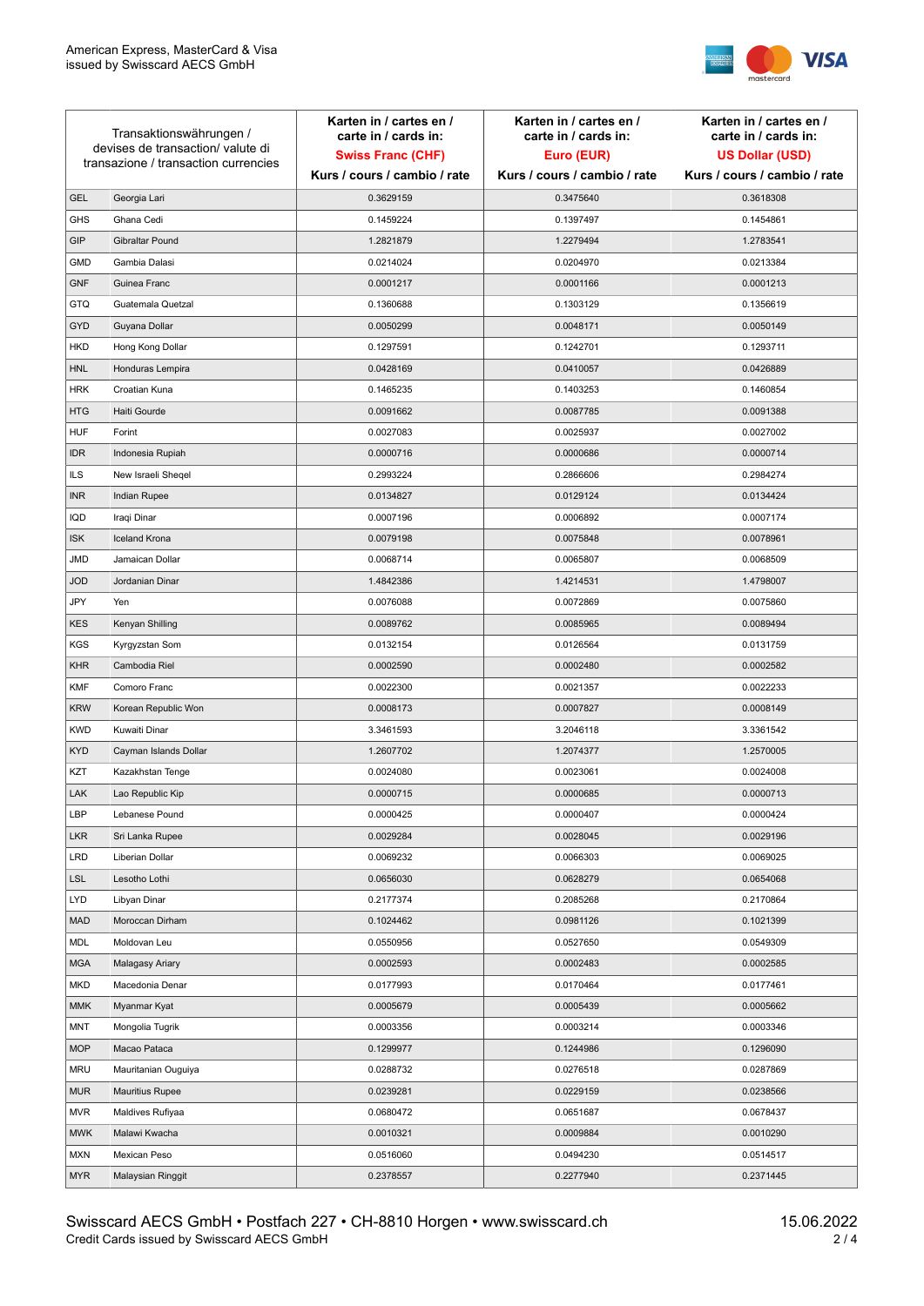| Transaktionswährungen / devises de transaction/ valute di transazione / transaction currencies | | Karten in / cartes en / carte in / cards in: **Swiss Franc (CHF)** Kurs / cours / cambio / rate | Karten in / cartes en / carte in / cards in: **Euro (EUR)** Kurs / cours / cambio / rate | Karten in / cartes en / carte in / cards in: **US Dollar (USD)** Kurs / cours / cambio / rate |
|---|---|---|---|---|
| GEL | Georgia Lari | 0.3629159 | 0.3475640 | 0.3618308 |
| GHS | Ghana Cedi | 0.1459224 | 0.1397497 | 0.1454861 |
| GIP | Gibraltar Pound | 1.2821879 | 1.2279494 | 1.2783541 |
| GMD | Gambia Dalasi | 0.0214024 | 0.0204970 | 0.0213384 |
| GNF | Guinea Franc | 0.0001217 | 0.0001166 | 0.0001213 |
| GTQ | Guatemala Quetzal | 0.1360688 | 0.1303129 | 0.1356619 |
| GYD | Guyana Dollar | 0.0050299 | 0.0048171 | 0.0050149 |
| HKD | Hong Kong Dollar | 0.1297591 | 0.1242701 | 0.1293711 |
| HNL | Honduras Lempira | 0.0428169 | 0.0410057 | 0.0426889 |
| HRK | Croatian Kuna | 0.1465235 | 0.1403253 | 0.1460854 |
| HTG | Haiti Gourde | 0.0091662 | 0.0087785 | 0.0091388 |
| HUF | Forint | 0.0027083 | 0.0025937 | 0.0027002 |
| IDR | Indonesia Rupiah | 0.0000716 | 0.0000686 | 0.0000714 |
| ILS | New Israeli Sheqel | 0.2993224 | 0.2866606 | 0.2984274 |
| INR | Indian Rupee | 0.0134827 | 0.0129124 | 0.0134424 |
| IQD | Iraqi Dinar | 0.0007196 | 0.0006892 | 0.0007174 |
| ISK | Iceland Krona | 0.0079198 | 0.0075848 | 0.0078961 |
| JMD | Jamaican Dollar | 0.0068714 | 0.0065807 | 0.0068509 |
| JOD | Jordanian Dinar | 1.4842386 | 1.4214531 | 1.4798007 |
| JPY | Yen | 0.0076088 | 0.0072869 | 0.0075860 |
| KES | Kenyan Shilling | 0.0089762 | 0.0085965 | 0.0089494 |
| KGS | Kyrgyzstan Som | 0.0132154 | 0.0126564 | 0.0131759 |
| KHR | Cambodia Riel | 0.0002590 | 0.0002480 | 0.0002582 |
| KMF | Comoro Franc | 0.0022300 | 0.0021357 | 0.0022233 |
| KRW | Korean Republic Won | 0.0008173 | 0.0007827 | 0.0008149 |
| KWD | Kuwaiti Dinar | 3.3461593 | 3.2046118 | 3.3361542 |
| KYD | Cayman Islands Dollar | 1.2607702 | 1.2074377 | 1.2570005 |
| KZT | Kazakhstan Tenge | 0.0024080 | 0.0023061 | 0.0024008 |
| LAK | Lao Republic Kip | 0.0000715 | 0.0000685 | 0.0000713 |
| LBP | Lebanese Pound | 0.0000425 | 0.0000407 | 0.0000424 |
| LKR | Sri Lanka Rupee | 0.0029284 | 0.0028045 | 0.0029196 |
| LRD | Liberian Dollar | 0.0069232 | 0.0066303 | 0.0069025 |
| LSL | Lesotho Lothi | 0.0656030 | 0.0628279 | 0.0654068 |
| LYD | Libyan Dinar | 0.2177374 | 0.2085268 | 0.2170864 |
| MAD | Moroccan Dirham | 0.1024462 | 0.0981126 | 0.1021399 |
| MDL | Moldovan Leu | 0.0550956 | 0.0527650 | 0.0549309 |
| MGA | Malagasy Ariary | 0.0002593 | 0.0002483 | 0.0002585 |
| MKD | Macedonia Denar | 0.0177993 | 0.0170464 | 0.0177461 |
| MMK | Myanmar Kyat | 0.0005679 | 0.0005439 | 0.0005662 |
| MNT | Mongolia Tugrik | 0.0003356 | 0.0003214 | 0.0003346 |
| MOP | Macao Pataca | 0.1299977 | 0.1244986 | 0.1296090 |
| MRU | Mauritanian Ouguiya | 0.0288732 | 0.0276518 | 0.0287869 |
| MUR | Mauritius Rupee | 0.0239281 | 0.0229159 | 0.0238566 |
| MVR | Maldives Rufiyaa | 0.0680472 | 0.0651687 | 0.0678437 |
| MWK | Malawi Kwacha | 0.0010321 | 0.0009884 | 0.0010290 |
| MXN | Mexican Peso | 0.0516060 | 0.0494230 | 0.0514517 |
| MYR | Malaysian Ringgit | 0.2378557 | 0.2277940 | 0.2371445 |

Swisscard AECS GmbH • Postfach 227 • CH-8810 Horgen • www.swisscard.ch
Credit Cards issued by Swisscard AECS GmbH

15.06.2022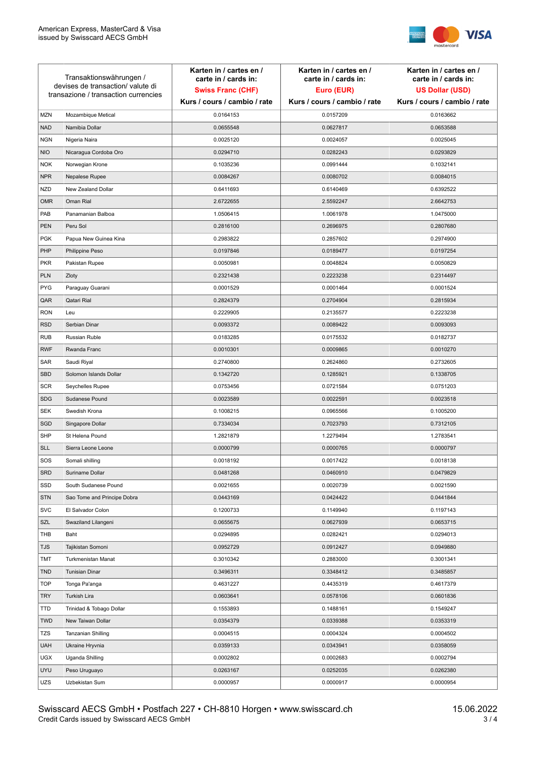| Transaktionswährungen / devises de transaction/ valute di transazione / transaction currencies | | Karten in / cartes en / carte in / cards in: **Swiss Franc (CHF)** Kurs / cours / cambio / rate | Karten in / cartes en / carte in / cards in: **Euro (EUR)** Kurs / cours / cambio / rate | Karten in / cartes en / carte in / cards in: **US Dollar (USD)** Kurs / cours / cambio / rate |
|---|---|---|---|---|
| MZN | Mozambique Metical | 0.0164153 | 0.0157209 | 0.0163662 |
| NAD | Namibia Dollar | 0.0655548 | 0.0627817 | 0.0653588 |
| NGN | Nigeria Naira | 0.0025120 | 0.0024057 | 0.0025045 |
| NIO | Nicaragua Cordoba Oro | 0.0294710 | 0.0282243 | 0.0293829 |
| NOK | Norwegian Krone | 0.1035236 | 0.0991444 | 0.1032141 |
| NPR | Nepalese Rupee | 0.0084267 | 0.0080702 | 0.0084015 |
| NZD | New Zealand Dollar | 0.6411693 | 0.6140469 | 0.6392522 |
| OMR | Oman Rial | 2.6722655 | 2.5592247 | 2.6642753 |
| PAB | Panamanian Balboa | 1.0506415 | 1.0061978 | 1.0475000 |
| PEN | Peru Sol | 0.2816100 | 0.2696975 | 0.2807680 |
| PGK | Papua New Guinea Kina | 0.2983822 | 0.2857602 | 0.2974900 |
| PHP | Philippine Peso | 0.0197846 | 0.0189477 | 0.0197254 |
| PKR | Pakistan Rupee | 0.0050981 | 0.0048824 | 0.0050829 |
| PLN | Zloty | 0.2321438 | 0.2223238 | 0.2314497 |
| PYG | Paraguay Guarani | 0.0001529 | 0.0001464 | 0.0001524 |
| QAR | Qatari Rial | 0.2824379 | 0.2704904 | 0.2815934 |
| RON | Leu | 0.2229905 | 0.2135577 | 0.2223238 |
| RSD | Serbian Dinar | 0.0093372 | 0.0089422 | 0.0093093 |
| RUB | Russian Ruble | 0.0183285 | 0.0175532 | 0.0182737 |
| RWF | Rwanda Franc | 0.0010301 | 0.0009865 | 0.0010270 |
| SAR | Saudi Riyal | 0.2740800 | 0.2624860 | 0.2732605 |
| SBD | Solomon Islands Dollar | 0.1342720 | 0.1285921 | 0.1338705 |
| SCR | Seychelles Rupee | 0.0753456 | 0.0721584 | 0.0751203 |
| SDG | Sudanese Pound | 0.0023589 | 0.0022591 | 0.0023518 |
| SEK | Swedish Krona | 0.1008215 | 0.0965566 | 0.1005200 |
| SGD | Singapore Dollar | 0.7334034 | 0.7023793 | 0.7312105 |
| SHP | St Helena Pound | 1.2821879 | 1.2279494 | 1.2783541 |
| SLL | Sierra Leone Leone | 0.0000799 | 0.0000765 | 0.0000797 |
| SOS | Somali shilling | 0.0018192 | 0.0017422 | 0.0018138 |
| SRD | Suriname Dollar | 0.0481268 | 0.0460910 | 0.0479829 |
| SSD | South Sudanese Pound | 0.0021655 | 0.0020739 | 0.0021590 |
| STN | Sao Tome and Principe Dobra | 0.0443169 | 0.0424422 | 0.0441844 |
| SVC | El Salvador Colon | 0.1200733 | 0.1149940 | 0.1197143 |
| SZL | Swaziland Lilangeni | 0.0655675 | 0.0627939 | 0.0653715 |
| THB | Baht | 0.0294895 | 0.0282421 | 0.0294013 |
| TJS | Tajikistan Somoni | 0.0952729 | 0.0912427 | 0.0949880 |
| TMT | Turkmenistan Manat | 0.3010342 | 0.2883000 | 0.3001341 |
| TND | Tunisian Dinar | 0.3496311 | 0.3348412 | 0.3485857 |
| TOP | Tonga Pa'anga | 0.4631227 | 0.4435319 | 0.4617379 |
| TRY | Turkish Lira | 0.0603641 | 0.0578106 | 0.0601836 |
| TTD | Trinidad & Tobago Dollar | 0.1553893 | 0.1488161 | 0.1549247 |
| TWD | New Taiwan Dollar | 0.0354379 | 0.0339388 | 0.0353319 |
| TZS | Tanzanian Shilling | 0.0004515 | 0.0004324 | 0.0004502 |
| UAH | Ukraine Hryvnia | 0.0359133 | 0.0343941 | 0.0358059 |
| UGX | Uganda Shilling | 0.0002802 | 0.0002683 | 0.0002794 |
| UYU | Peso Uruguayo | 0.0263167 | 0.0252035 | 0.0262380 |
| UZS | Uzbekistan Sum | 0.0000957 | 0.0000917 | 0.0000954 |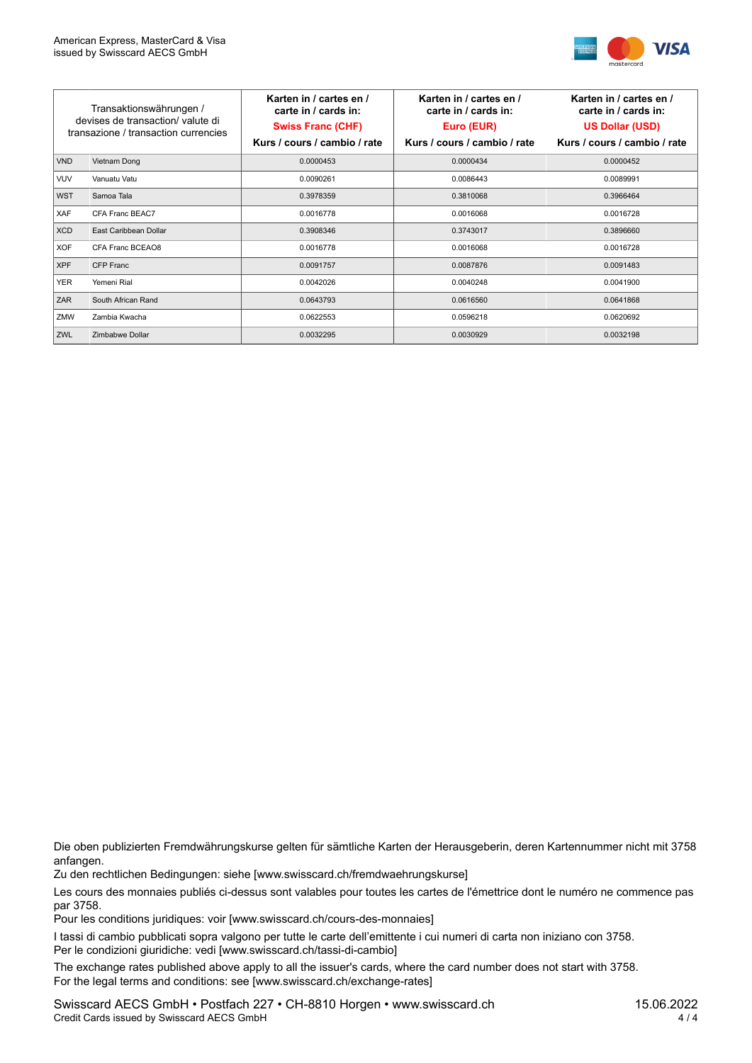| Transaktionswährungen / devises de transaction/ valute di transazione / transaction currencies | | Karten in / cartes en / carte in / cards in: Swiss Franc (CHF) Kurs / cours / cambio / rate | Karten in / cartes en / carte in / cards in: Euro (EUR) Kurs / cours / cambio / rate | Karten in / cartes en / carte in / cards in: US Dollar (USD) Kurs / cours / cambio / rate |
|---|---|---|---|---|
| VND | Vietnam Dong | 0.0000453 | 0.0000434 | 0.0000452 |
| VUV | Vanuatu Vatu | 0.0090261 | 0.0086443 | 0.0089991 |
| WST | Samoa Tala | 0.3978359 | 0.3810068 | 0.3966464 |
| XAF | CFA Franc BEAC7 | 0.0016778 | 0.0016068 | 0.0016728 |
| XCD | East Caribbean Dollar | 0.3908346 | 0.3743017 | 0.3896660 |
| XOF | CFA Franc BCEAO8 | 0.0016778 | 0.0016068 | 0.0016728 |
| XPF | CFP Franc | 0.0091757 | 0.0087876 | 0.0091483 |
| YER | Yemeni Rial | 0.0042026 | 0.0040248 | 0.0041900 |
| ZAR | South African Rand | 0.0643793 | 0.0616560 | 0.0641868 |
| ZMW | Zambia Kwacha | 0.0622553 | 0.0596218 | 0.0620692 |
| ZWL | Zimbabwe Dollar | 0.0032295 | 0.0030929 | 0.0032198 |

Die oben publizierten Fremdwährungskurse gelten für sämtliche Karten der Herausgeberin, deren Kartennummer nicht mit 3758 anfangen.
Zu den rechtlichen Bedingungen: siehe [www.swisscard.ch/fremdwaehrungskurse]

Les cours des monnaies publiés ci-dessus sont valables pour toutes les cartes de l'émettrice dont le numéro ne commence pas par 3758.
Pour les conditions juridiques: voir [www.swisscard.ch/cours-des-monnaies]

I tassi di cambio pubblicati sopra valgono per tutte le carte dell'emittente i cui numeri di carta non iniziano con 3758.
Per le condizioni giuridiche: vedi [www.swisscard.ch/tassi-di-cambio]

The exchange rates published above apply to all the issuer's cards, where the card number does not start with 3758.
For the legal terms and conditions: see [www.swisscard.ch/exchange-rates]

Swisscard AECS GmbH • Postfach 227 • CH-8810 Horgen • www.swisscard.ch
Credit Cards issued by Swisscard AECS GmbH

15.06.2022